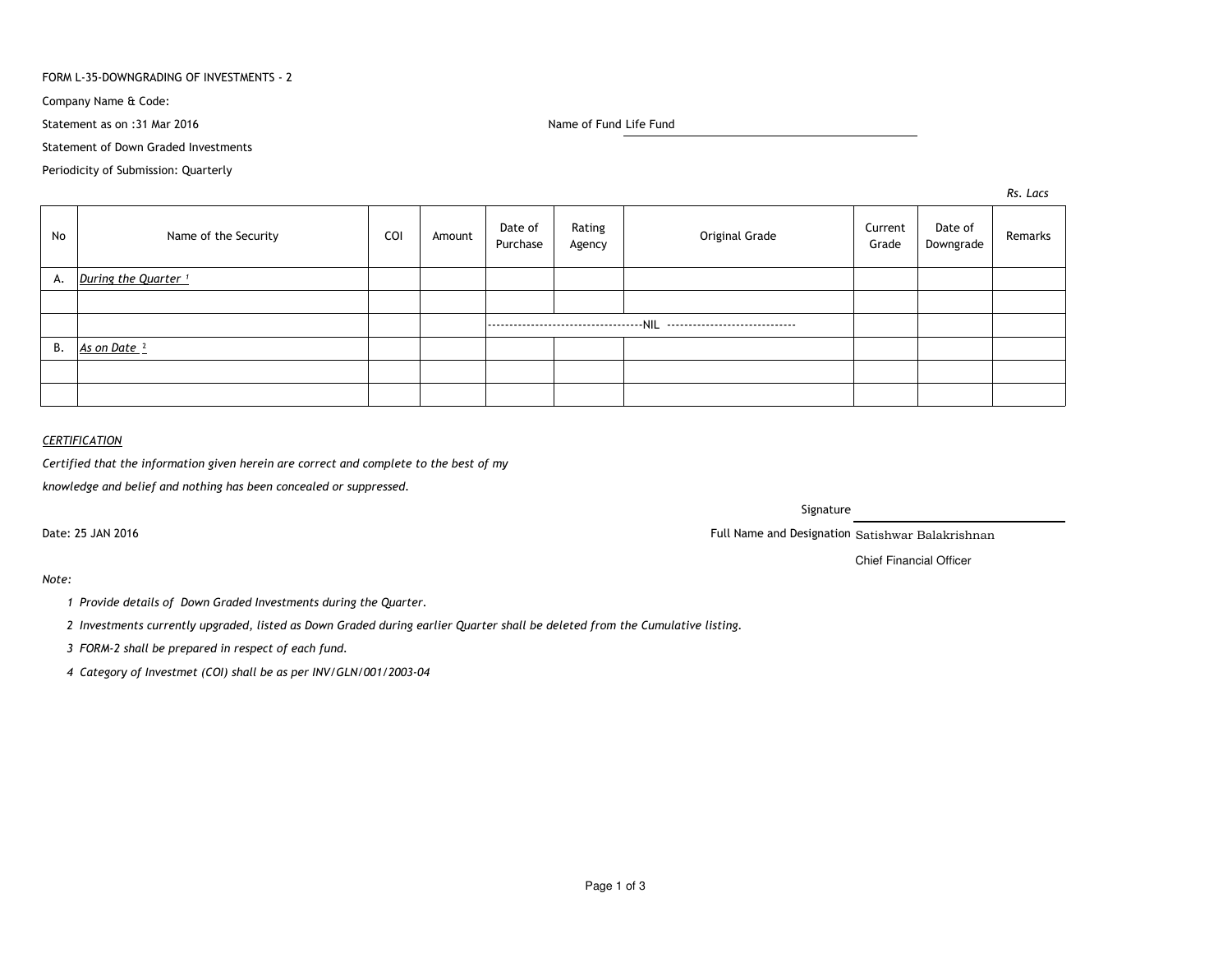FORM L-35-DOWNGRADING OF INVESTMENTS - 2

Company Name & Code:

Statement as on :31 Mar 2016

Name of Fund Life Fund

Statement of Down Graded Investments

Periodicity of Submission: Quarterly

*Rs. Lacs*

| No | Name of the Security | COI | Amount | Date of Purchase | Rating Agency | Original Grade | Current Grade | Date of Downgrade | Remarks |
|---|---|---|---|---|---|---|---|---|---|
| A. | *During the Quarter* [1] | | | | | | | | |
| | | | | | | | | | |
| | | | | ------------------------------------NIL ----------------------------- | | | | | |
| B. | *As on Date* [2] | | | | | | | | |
| | | | | | | | | | |
| | | | | | | | | | |

*CERTIFICATION*

*Certified that the information given herein are correct and complete to the best of my knowledge and belief and nothing has been concealed or suppressed.*

Signature

Date: 25 JAN 2016

Full Name and Designation Satishwar Balakrishnan

Chief Financial Officer

*Note:*

1. *Provide details of Down Graded Investments during the Quarter.*
2. *Investments currently upgraded, listed as Down Graded during earlier Quarter shall be deleted from the Cumulative listing.*
3. *FORM-2 shall be prepared in respect of each fund.*
4. *Category of Investmet (COI) shall be as per INV/GLN/001/2003-04*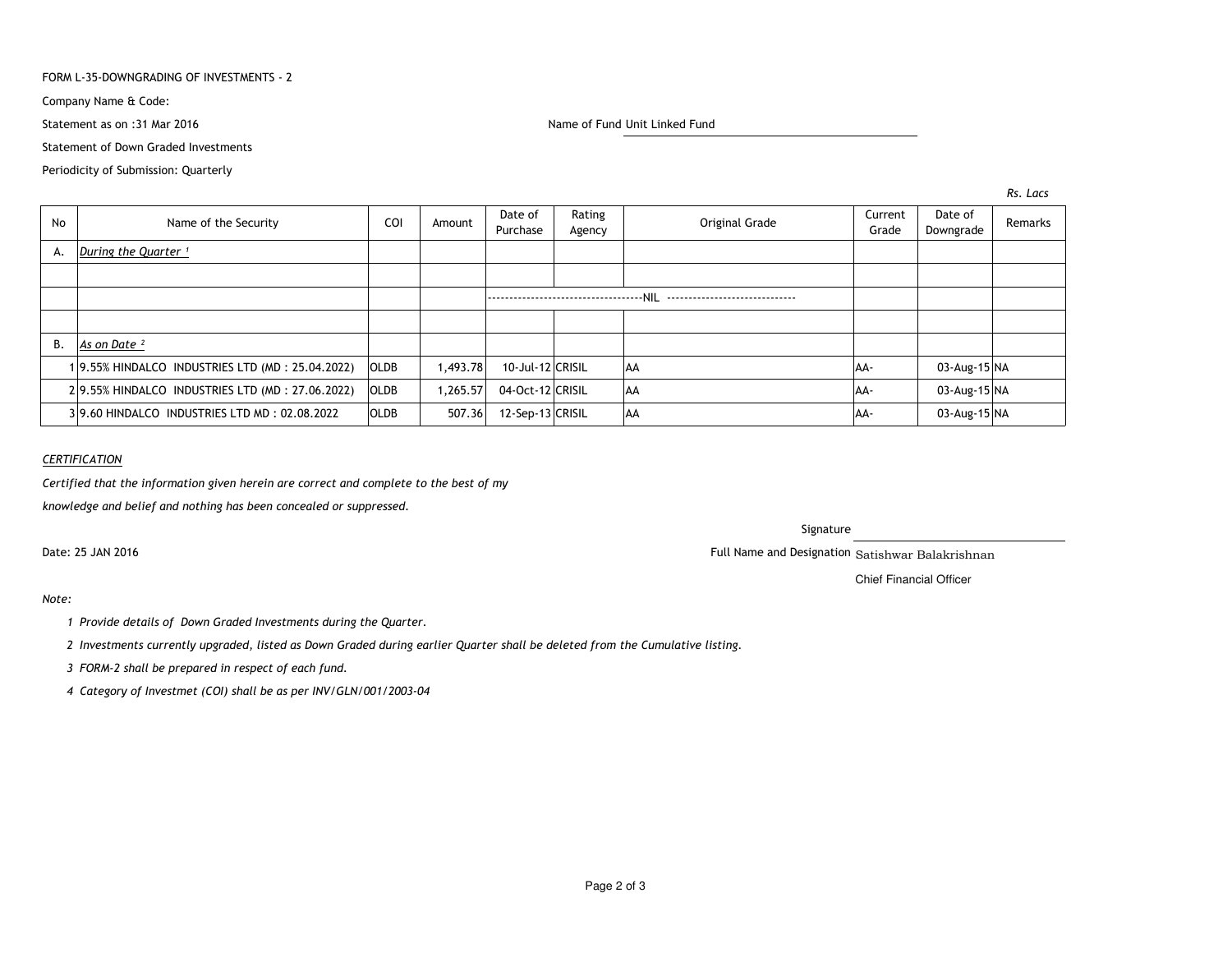FORM L-35-DOWNGRADING OF INVESTMENTS - 2

Company Name & Code:

Statement as on :31 Mar 2016

Name of Fund Unit Linked Fund

Statement of Down Graded Investments

Periodicity of Submission: Quarterly

*Rs. Lacs*

| No | Name of the Security | COI | Amount | Date of Purchase | Rating Agency | Original Grade | Current Grade | Date of Downgrade | Remarks |
|---|---|---|---|---|---|---|---|---|---|
| A. | *During the Quarter* [1] | | | | | | | | |
| | | | | | | | | | |
| | | | | | | ------------------------------------NIL ------------------------------ | | | |
| | | | | | | | | | |
| B. | *As on Date* [2] | | | | | | | | |
| 1 | 9.55% HINDALCO INDUSTRIES LTD (MD : 25.04.2022) | OLDB | 1,493.78 | 10-Jul-12 | CRISIL | AA | AA- | 03-Aug-15 | NA |
| 2 | 9.55% HINDALCO INDUSTRIES LTD (MD : 27.06.2022) | OLDB | 1,265.57 | 04-Oct-12 | CRISIL | AA | AA- | 03-Aug-15 | NA |
| 3 | 9.60 HINDALCO INDUSTRIES LTD MD : 02.08.2022 | OLDB | 507.36 | 12-Sep-13 | CRISIL | AA | AA- | 03-Aug-15 | NA |

*CERTIFICATION*

*Certified that the information given herein are correct and complete to the best of my knowledge and belief and nothing has been concealed or suppressed.*

Signature

Date: 25 JAN 2016

Full Name and Designation Satishwar Balakrishnan

Chief Financial Officer

*Note:*

1. *Provide details of Down Graded Investments during the Quarter.*
2. *Investments currently upgraded, listed as Down Graded during earlier Quarter shall be deleted from the Cumulative listing.*
3. *FORM-2 shall be prepared in respect of each fund.*
4. *Category of Investmet (COI) shall be as per INV/GLN/001/2003-04*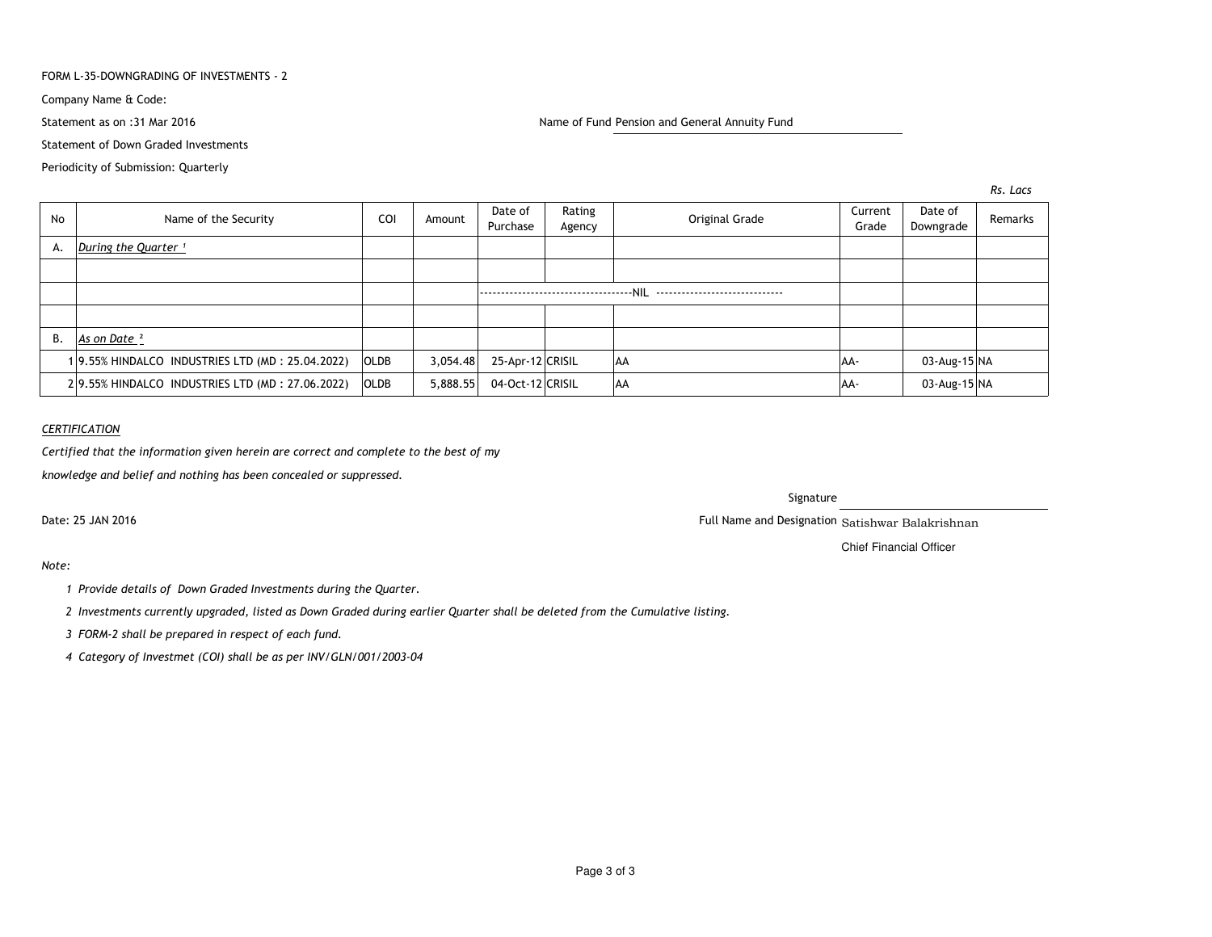FORM L-35-DOWNGRADING OF INVESTMENTS - 2

Company Name & Code:

Statement as on :31 Mar 2016

Name of Fund Pension and General Annuity Fund

Statement of Down Graded Investments

Periodicity of Submission: Quarterly

*Rs. Lacs*

| No | Name of the Security | COI | Amount | Date of Purchase | Rating Agency | Original Grade | Current Grade | Date of Downgrade | Remarks |
|---|---|---|---|---|---|---|---|---|---|
| A. | *During the Quarter* [1] | | | | | | | | |
| | | | | | | | | | |
| | | | | ------------------------------------NIL ------------------------------ | | | | | |
| | | | | | | | | | |
| B. | *As on Date* [2] | | | | | | | | |
| 1 | 9.55% HINDALCO INDUSTRIES LTD (MD : 25.04.2022) | OLDB | 3,054.48 | 25-Apr-12 | CRISIL | AA | AA- | 03-Aug-15 | NA |
| 2 | 9.55% HINDALCO INDUSTRIES LTD (MD : 27.06.2022) | OLDB | 5,888.55 | 04-Oct-12 | CRISIL | AA | AA- | 03-Aug-15 | NA |

*CERTIFICATION*

*Certified that the information given herein are correct and complete to the best of my knowledge and belief and nothing has been concealed or suppressed.*

Signature

Date: 25 JAN 2016

Full Name and Designation Satishwar Balakrishnan

Chief Financial Officer

*Note:*

1. *Provide details of Down Graded Investments during the Quarter.*
2. *Investments currently upgraded, listed as Down Graded during earlier Quarter shall be deleted from the Cumulative listing.*
3. *FORM-2 shall be prepared in respect of each fund.*
4. *Category of Investmet (COI) shall be as per INV/GLN/001/2003-04*